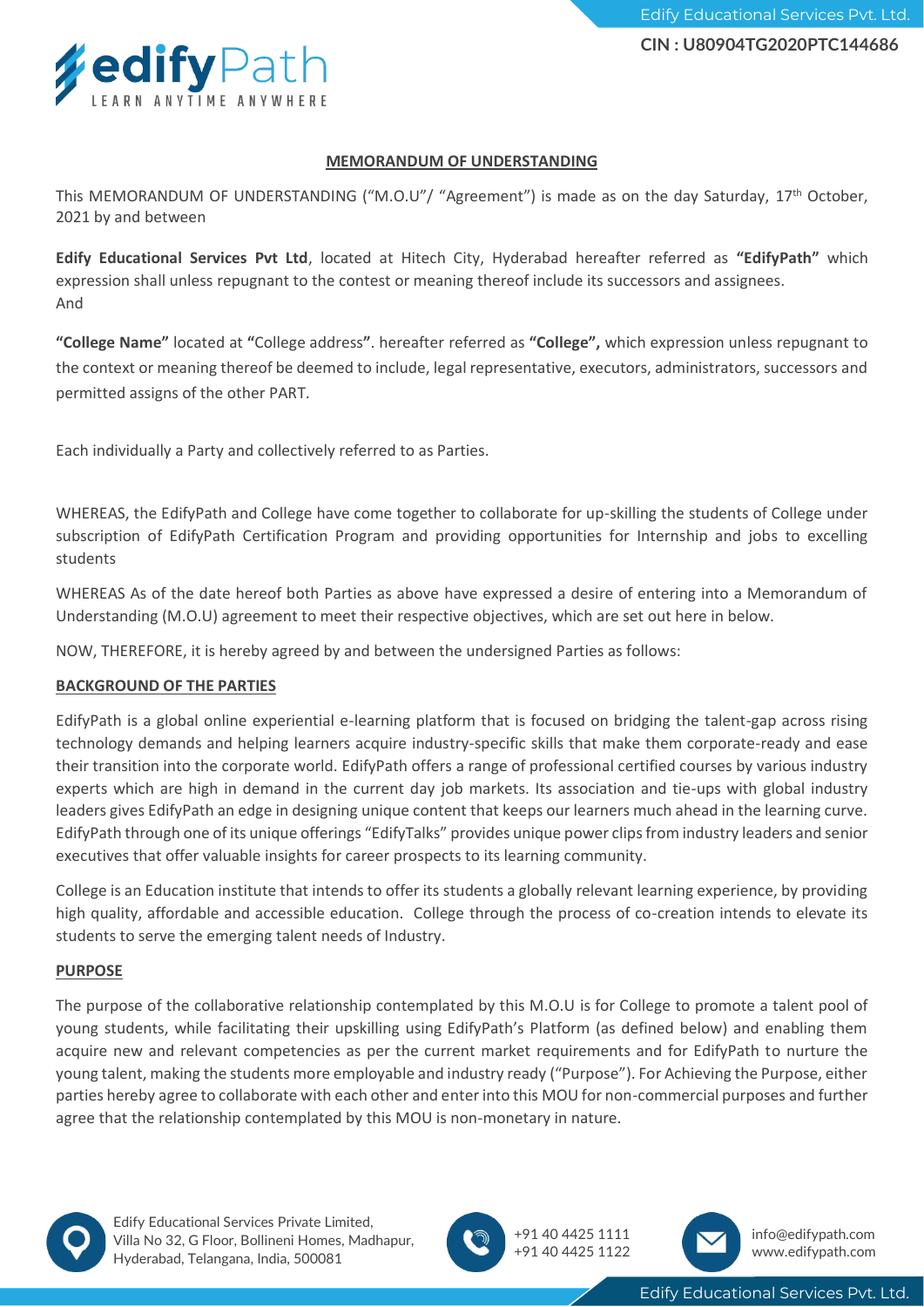## MEMORANDUM OF UNDERSTANDING

This MEMORANDUM OF UNDERSTANDING ("M.O.U"/ "Agreement") is made as on the day Saturday, 17th October, 2021 by and between

**Edify Educational Services Pvt Ltd**, located at Hitech City, Hyderabad hereafter referred as **"EdifyPath"** which expression shall unless repugnant to the contest or meaning thereof include its successors and assignees.
And

**"College Name"** located at **"**College address**"**. hereafter referred as **"College",** which expression unless repugnant to the context or meaning thereof be deemed to include, legal representative, executors, administrators, successors and permitted assigns of the other PART.

Each individually a Party and collectively referred to as Parties.

WHEREAS, the EdifyPath and College have come together to collaborate for up-skilling the students of College under subscription of EdifyPath Certification Program and providing opportunities for Internship and jobs to excelling students

WHEREAS As of the date hereof both Parties as above have expressed a desire of entering into a Memorandum of Understanding (M.O.U) agreement to meet their respective objectives, which are set out here in below.

NOW, THEREFORE, it is hereby agreed by and between the undersigned Parties as follows:

**BACKGROUND OF THE PARTIES**

EdifyPath is a global online experiential e-learning platform that is focused on bridging the talent-gap across rising technology demands and helping learners acquire industry-specific skills that make them corporate-ready and ease their transition into the corporate world. EdifyPath offers a range of professional certified courses by various industry experts which are high in demand in the current day job markets. Its association and tie-ups with global industry leaders gives EdifyPath an edge in designing unique content that keeps our learners much ahead in the learning curve. EdifyPath through one of its unique offerings "EdifyTalks" provides unique power clips from industry leaders and senior executives that offer valuable insights for career prospects to its learning community.

College is an Education institute that intends to offer its students a globally relevant learning experience, by providing high quality, affordable and accessible education. College through the process of co-creation intends to elevate its students to serve the emerging talent needs of Industry.

**PURPOSE**

The purpose of the collaborative relationship contemplated by this M.O.U is for College to promote a talent pool of young students, while facilitating their upskilling using EdifyPath's Platform (as defined below) and enabling them acquire new and relevant competencies as per the current market requirements and for EdifyPath to nurture the young talent, making the students more employable and industry ready ("Purpose"). For Achieving the Purpose, either parties hereby agree to collaborate with each other and enter into this MOU for non-commercial purposes and further agree that the relationship contemplated by this MOU is non-monetary in nature.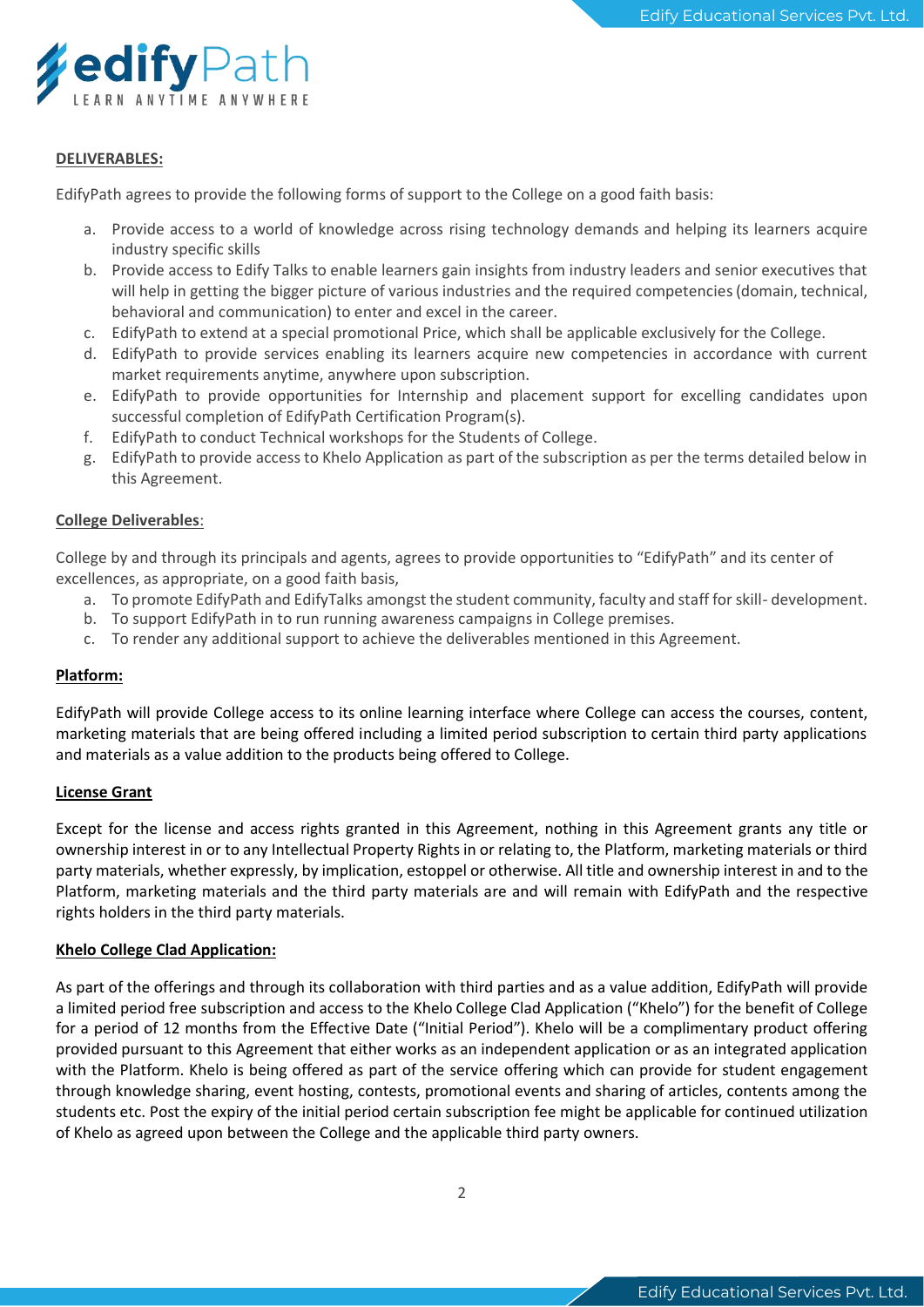**DELIVERABLES:**

EdifyPath agrees to provide the following forms of support to the College on a good faith basis:

a. Provide access to a world of knowledge across rising technology demands and helping its learners acquire industry specific skills
b. Provide access to Edify Talks to enable learners gain insights from industry leaders and senior executives that will help in getting the bigger picture of various industries and the required competencies (domain, technical, behavioral and communication) to enter and excel in the career.
c. EdifyPath to extend at a special promotional Price, which shall be applicable exclusively for the College.
d. EdifyPath to provide services enabling its learners acquire new competencies in accordance with current market requirements anytime, anywhere upon subscription.
e. EdifyPath to provide opportunities for Internship and placement support for excelling candidates upon successful completion of EdifyPath Certification Program(s).
f. EdifyPath to conduct Technical workshops for the Students of College.
g. EdifyPath to provide access to Khelo Application as part of the subscription as per the terms detailed below in this Agreement.

**College Deliverables**:

College by and through its principals and agents, agrees to provide opportunities to "EdifyPath" and its center of excellences, as appropriate, on a good faith basis,

a. To promote EdifyPath and EdifyTalks amongst the student community, faculty and staff for skill- development.
b. To support EdifyPath in to run running awareness campaigns in College premises.
c. To render any additional support to achieve the deliverables mentioned in this Agreement.

**Platform:**

EdifyPath will provide College access to its online learning interface where College can access the courses, content, marketing materials that are being offered including a limited period subscription to certain third party applications and materials as a value addition to the products being offered to College.

**License Grant**

Except for the license and access rights granted in this Agreement, nothing in this Agreement grants any title or ownership interest in or to any Intellectual Property Rights in or relating to, the Platform, marketing materials or third party materials, whether expressly, by implication, estoppel or otherwise. All title and ownership interest in and to the Platform, marketing materials and the third party materials are and will remain with EdifyPath and the respective rights holders in the third party materials.

**Khelo College Clad Application:**

As part of the offerings and through its collaboration with third parties and as a value addition, EdifyPath will provide a limited period free subscription and access to the Khelo College Clad Application ("Khelo") for the benefit of College for a period of 12 months from the Effective Date ("Initial Period"). Khelo will be a complimentary product offering provided pursuant to this Agreement that either works as an independent application or as an integrated application with the Platform. Khelo is being offered as part of the service offering which can provide for student engagement through knowledge sharing, event hosting, contests, promotional events and sharing of articles, contents among the students etc. Post the expiry of the initial period certain subscription fee might be applicable for continued utilization of Khelo as agreed upon between the College and the applicable third party owners.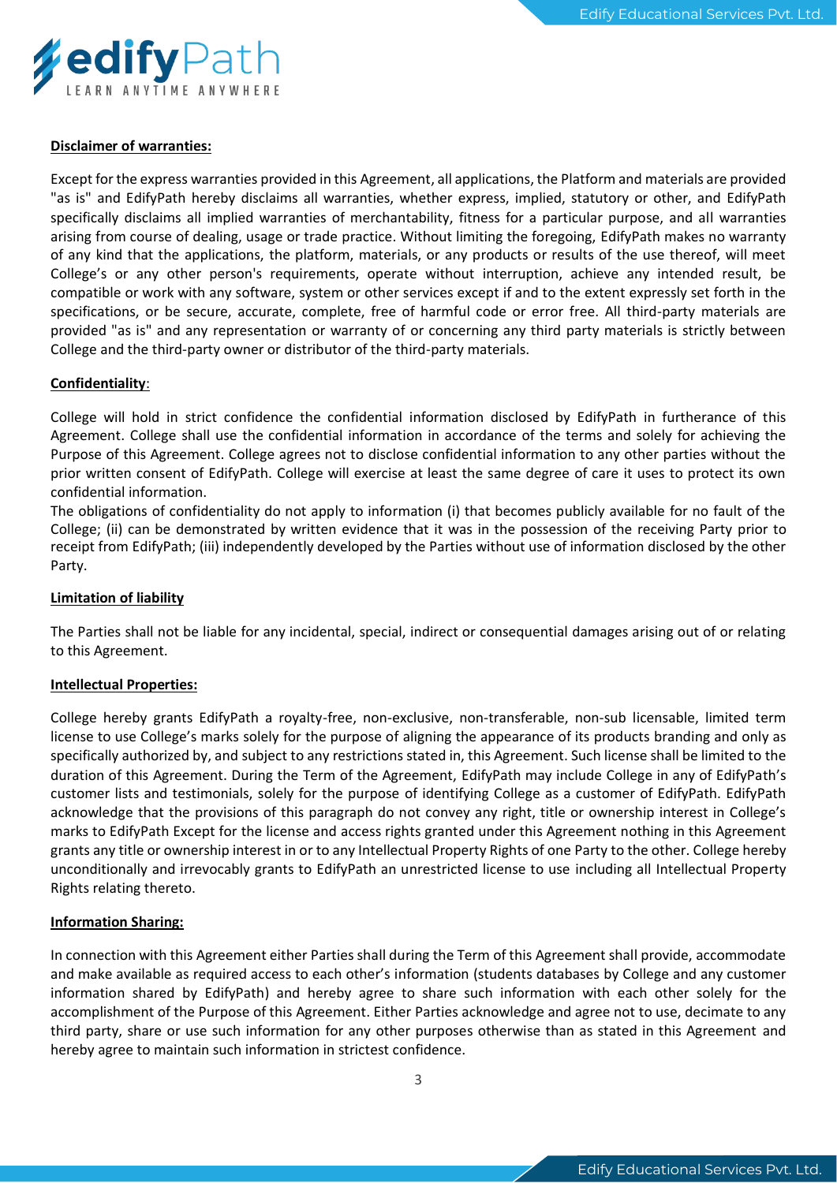**Disclaimer of warranties:**

Except for the express warranties provided in this Agreement, all applications, the Platform and materials are provided "as is" and EdifyPath hereby disclaims all warranties, whether express, implied, statutory or other, and EdifyPath specifically disclaims all implied warranties of merchantability, fitness for a particular purpose, and all warranties arising from course of dealing, usage or trade practice. Without limiting the foregoing, EdifyPath makes no warranty of any kind that the applications, the platform, materials, or any products or results of the use thereof, will meet College's or any other person's requirements, operate without interruption, achieve any intended result, be compatible or work with any software, system or other services except if and to the extent expressly set forth in the specifications, or be secure, accurate, complete, free of harmful code or error free. All third-party materials are provided "as is" and any representation or warranty of or concerning any third party materials is strictly between College and the third-party owner or distributor of the third-party materials.

**Confidentiality**:

College will hold in strict confidence the confidential information disclosed by EdifyPath in furtherance of this Agreement. College shall use the confidential information in accordance of the terms and solely for achieving the Purpose of this Agreement. College agrees not to disclose confidential information to any other parties without the prior written consent of EdifyPath. College will exercise at least the same degree of care it uses to protect its own confidential information.
The obligations of confidentiality do not apply to information (i) that becomes publicly available for no fault of the College; (ii) can be demonstrated by written evidence that it was in the possession of the receiving Party prior to receipt from EdifyPath; (iii) independently developed by the Parties without use of information disclosed by the other Party.

**Limitation of liability**

The Parties shall not be liable for any incidental, special, indirect or consequential damages arising out of or relating to this Agreement.

**Intellectual Properties:**

College hereby grants EdifyPath a royalty-free, non-exclusive, non-transferable, non-sub licensable, limited term license to use College's marks solely for the purpose of aligning the appearance of its products branding and only as specifically authorized by, and subject to any restrictions stated in, this Agreement. Such license shall be limited to the duration of this Agreement. During the Term of the Agreement, EdifyPath may include College in any of EdifyPath's customer lists and testimonials, solely for the purpose of identifying College as a customer of EdifyPath. EdifyPath acknowledge that the provisions of this paragraph do not convey any right, title or ownership interest in College's marks to EdifyPath Except for the license and access rights granted under this Agreement nothing in this Agreement grants any title or ownership interest in or to any Intellectual Property Rights of one Party to the other. College hereby unconditionally and irrevocably grants to EdifyPath an unrestricted license to use including all Intellectual Property Rights relating thereto.

**Information Sharing:**

In connection with this Agreement either Parties shall during the Term of this Agreement shall provide, accommodate and make available as required access to each other's information (students databases by College and any customer information shared by EdifyPath) and hereby agree to share such information with each other solely for the accomplishment of the Purpose of this Agreement. Either Parties acknowledge and agree not to use, decimate to any third party, share or use such information for any other purposes otherwise than as stated in this Agreement and hereby agree to maintain such information in strictest confidence.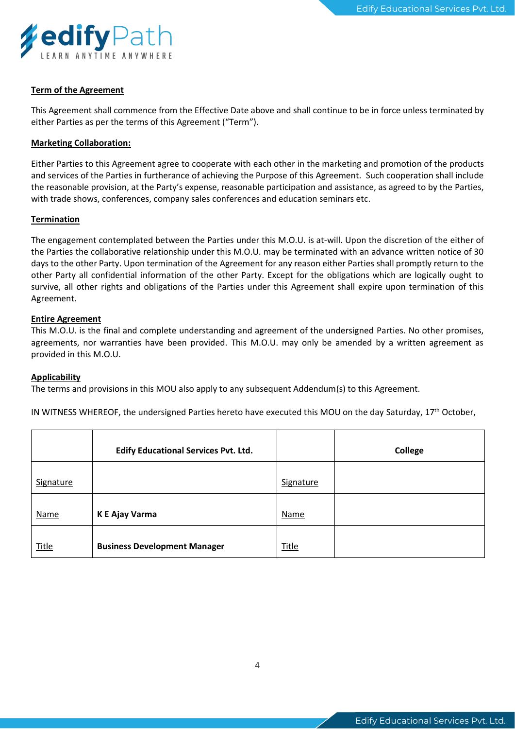**Term of the Agreement**

This Agreement shall commence from the Effective Date above and shall continue to be in force unless terminated by either Parties as per the terms of this Agreement ("Term").

**Marketing Collaboration:**

Either Parties to this Agreement agree to cooperate with each other in the marketing and promotion of the products and services of the Parties in furtherance of achieving the Purpose of this Agreement. Such cooperation shall include the reasonable provision, at the Party's expense, reasonable participation and assistance, as agreed to by the Parties, with trade shows, conferences, company sales conferences and education seminars etc.

**Termination**

The engagement contemplated between the Parties under this M.O.U. is at-will. Upon the discretion of the either of the Parties the collaborative relationship under this M.O.U. may be terminated with an advance written notice of 30 days to the other Party. Upon termination of the Agreement for any reason either Parties shall promptly return to the other Party all confidential information of the other Party. Except for the obligations which are logically ought to survive, all other rights and obligations of the Parties under this Agreement shall expire upon termination of this Agreement.

**Entire Agreement**

This M.O.U. is the final and complete understanding and agreement of the undersigned Parties. No other promises, agreements, nor warranties have been provided. This M.O.U. may only be amended by a written agreement as provided in this M.O.U.

**Applicability**

The terms and provisions in this MOU also apply to any subsequent Addendum(s) to this Agreement.

IN WITNESS WHEREOF, the undersigned Parties hereto have executed this MOU on the day Saturday, 17th October,

| | **Edify Educational Services Pvt. Ltd.** | | **College** |
|---|---|---|---|
| Signature | | Signature | |
| Name | **K E Ajay Varma** | Name | |
| Title | **Business Development Manager** | Title | |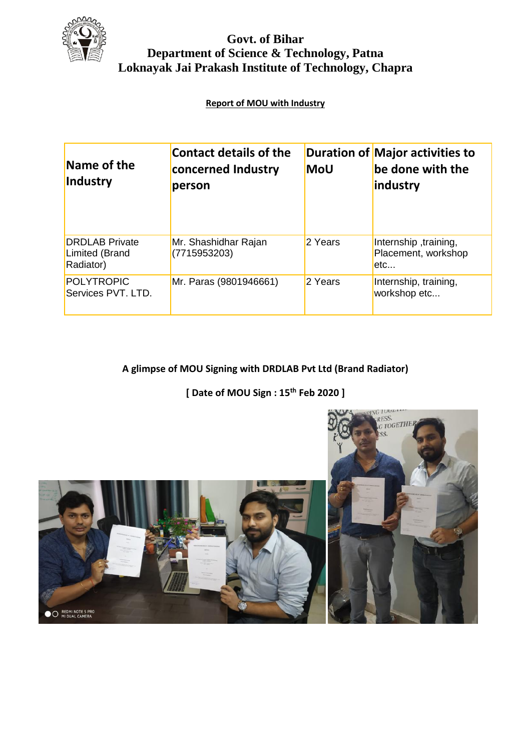# Govt. of Bihar
## Department of Science & Technology, Patna
## Loknayak Jai Prakash Institute of Technology, Chapra

**Report of MOU with Industry**

| Name of the Industry | Contact details of the concerned Industry person | Duration of MoU | Major activities to be done with the industry |
|---|---|---|---|
| DRDLAB Private Limited (Brand Radiator) | Mr. Shashidhar Rajan (7715953203) | 2 Years | Internship ,training, Placement, workshop etc... |
| POLYTROPIC Services PVT. LTD. | Mr. Paras (9801946661) | 2 Years | Internship, training, workshop etc... |

**A glimpse of MOU Signing with DRDLAB Pvt Ltd (Brand Radiator)**

**[ Date of MOU Sign : 15th Feb 2020 ]**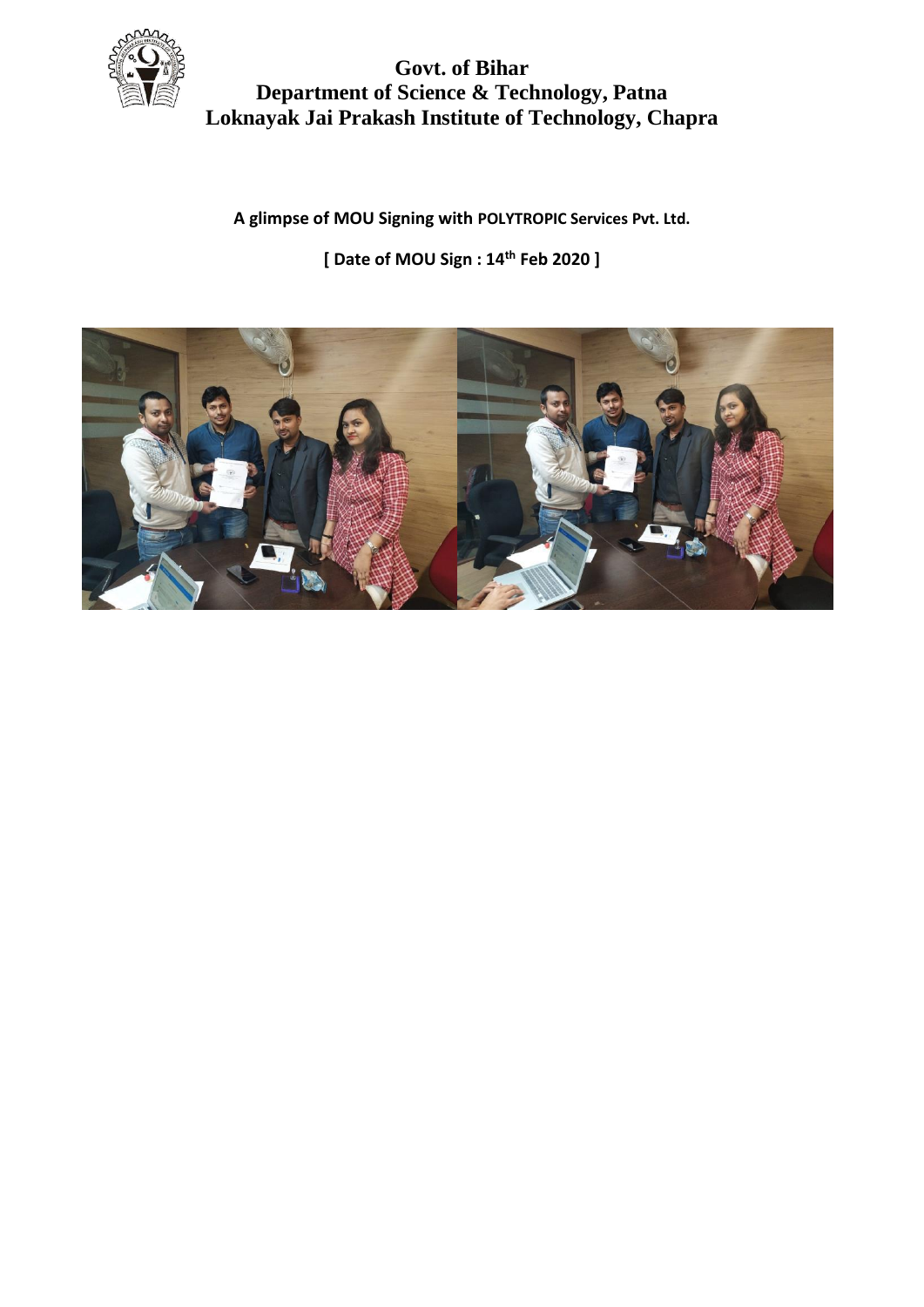**Govt. of Bihar**
**Department of Science & Technology, Patna**
**Loknayak Jai Prakash Institute of Technology, Chapra**

**A glimpse of MOU Signing with POLYTROPIC Services Pvt. Ltd.**

**[ Date of MOU Sign : 14th Feb 2020 ]**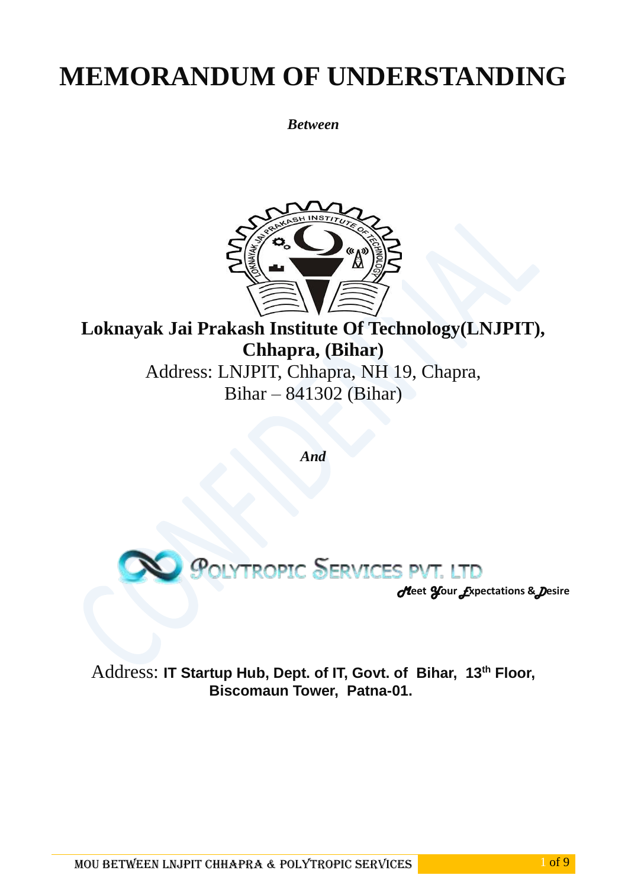# MEMORANDUM OF UNDERSTANDING

***Between***

**Loknayak Jai Prakash Institute Of Technology(LNJPIT), Chhapra, (Bihar)**

Address: LNJPIT, Chhapra, NH 19, Chapra, Bihar – 841302 (Bihar)

***And***

POLYTROPIC SERVICES PVT. LTD

*Meet Your Expectations & Desire*

Address: **IT Startup Hub, Dept. of IT, Govt. of Bihar, 13th Floor, Biscomaun Tower, Patna-01.**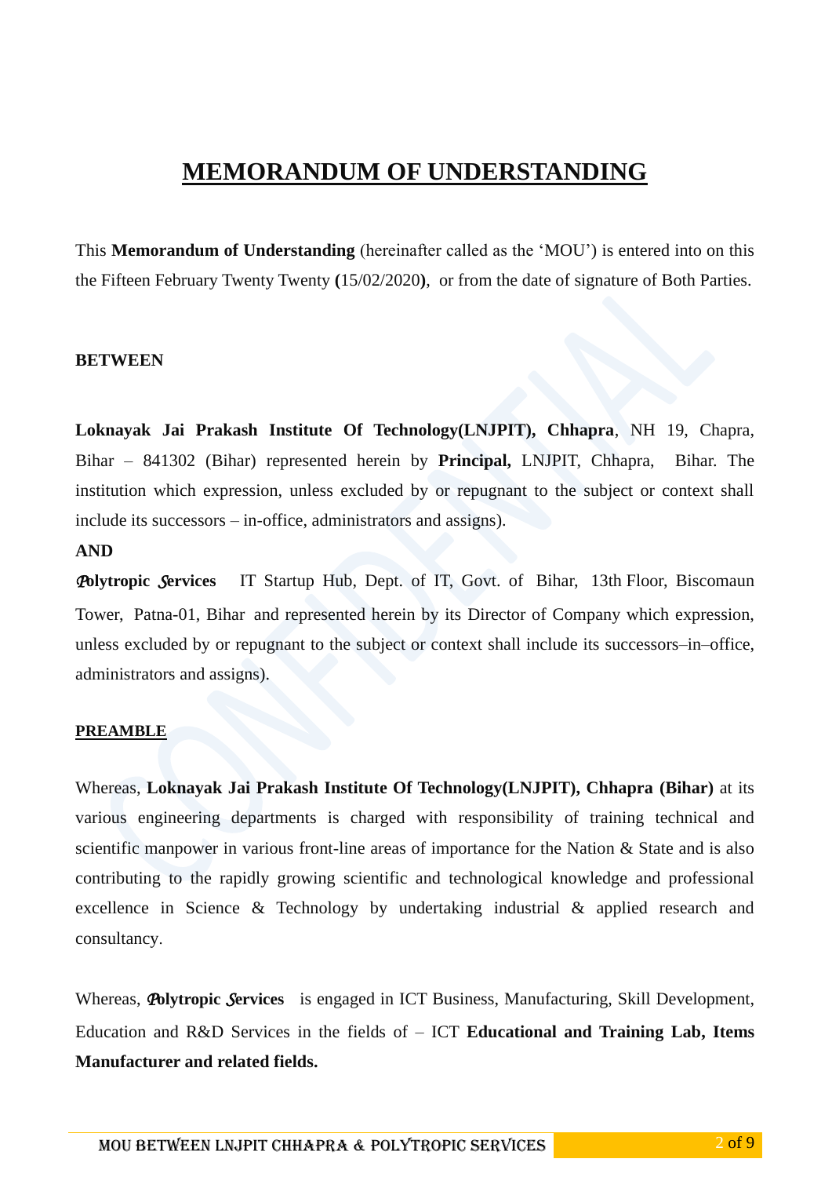# MEMORANDUM OF UNDERSTANDING

This **Memorandum of Understanding** (hereinafter called as the 'MOU') is entered into on this the Fifteen February Twenty Twenty **(**15/02/2020**)**, or from the date of signature of Both Parties.

**BETWEEN**

**Loknayak Jai Prakash Institute Of Technology(LNJPIT), Chhapra**, NH 19, Chapra, Bihar – 841302 (Bihar) represented herein by **Principal,** LNJPIT, Chhapra, Bihar. The institution which expression, unless excluded by or repugnant to the subject or context shall include its successors – in-office, administrators and assigns).

**AND**

**Polytropic Services** IT Startup Hub, Dept. of IT, Govt. of Bihar, 13th Floor, Biscomaun Tower, Patna-01, Bihar and represented herein by its Director of Company which expression, unless excluded by or repugnant to the subject or context shall include its successors–in–office, administrators and assigns).

**PREAMBLE**

Whereas, **Loknayak Jai Prakash Institute Of Technology(LNJPIT), Chhapra (Bihar)** at its various engineering departments is charged with responsibility of training technical and scientific manpower in various front-line areas of importance for the Nation & State and is also contributing to the rapidly growing scientific and technological knowledge and professional excellence in Science & Technology by undertaking industrial & applied research and consultancy.

Whereas, **Polytropic Services** is engaged in ICT Business, Manufacturing, Skill Development, Education and R&D Services in the fields of – ICT **Educational and Training Lab, Items Manufacturer and related fields.**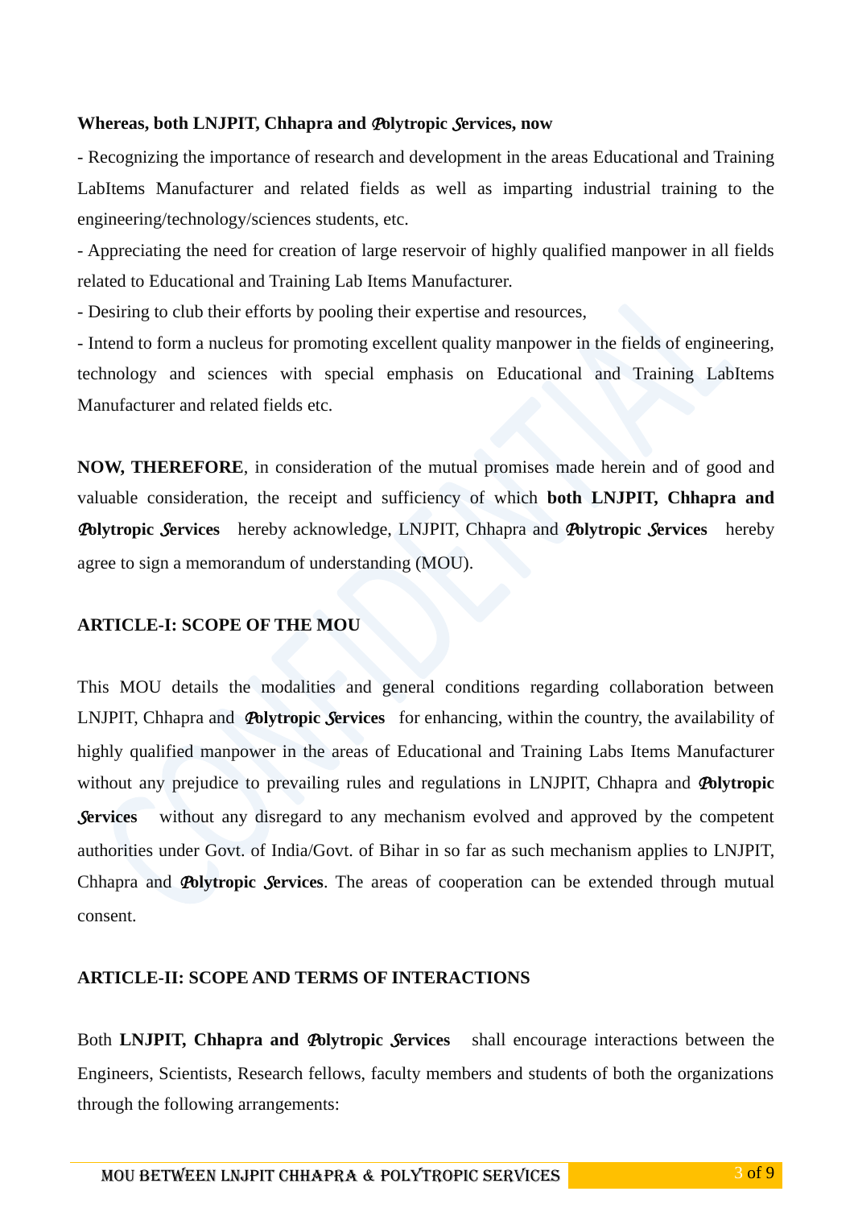**Whereas, both LNJPIT, Chhapra and Polytropic Services, now**

- Recognizing the importance of research and development in the areas Educational and Training LabItems Manufacturer and related fields as well as imparting industrial training to the engineering/technology/sciences students, etc.

- Appreciating the need for creation of large reservoir of highly qualified manpower in all fields related to Educational and Training Lab Items Manufacturer.

- Desiring to club their efforts by pooling their expertise and resources,

- Intend to form a nucleus for promoting excellent quality manpower in the fields of engineering, technology and sciences with special emphasis on Educational and Training LabItems Manufacturer and related fields etc.

**NOW, THEREFORE**, in consideration of the mutual promises made herein and of good and valuable consideration, the receipt and sufficiency of which **both LNJPIT, Chhapra and Polytropic Services** hereby acknowledge, LNJPIT, Chhapra and **Polytropic Services** hereby agree to sign a memorandum of understanding (MOU).

**ARTICLE-I: SCOPE OF THE MOU**

This MOU details the modalities and general conditions regarding collaboration between LNJPIT, Chhapra and **Polytropic Services** for enhancing, within the country, the availability of highly qualified manpower in the areas of Educational and Training Labs Items Manufacturer without any prejudice to prevailing rules and regulations in LNJPIT, Chhapra and **Polytropic Services** without any disregard to any mechanism evolved and approved by the competent authorities under Govt. of India/Govt. of Bihar in so far as such mechanism applies to LNJPIT, Chhapra and **Polytropic Services**. The areas of cooperation can be extended through mutual consent.

**ARTICLE-II: SCOPE AND TERMS OF INTERACTIONS**

Both **LNJPIT, Chhapra and Polytropic Services** shall encourage interactions between the Engineers, Scientists, Research fellows, faculty members and students of both the organizations through the following arrangements: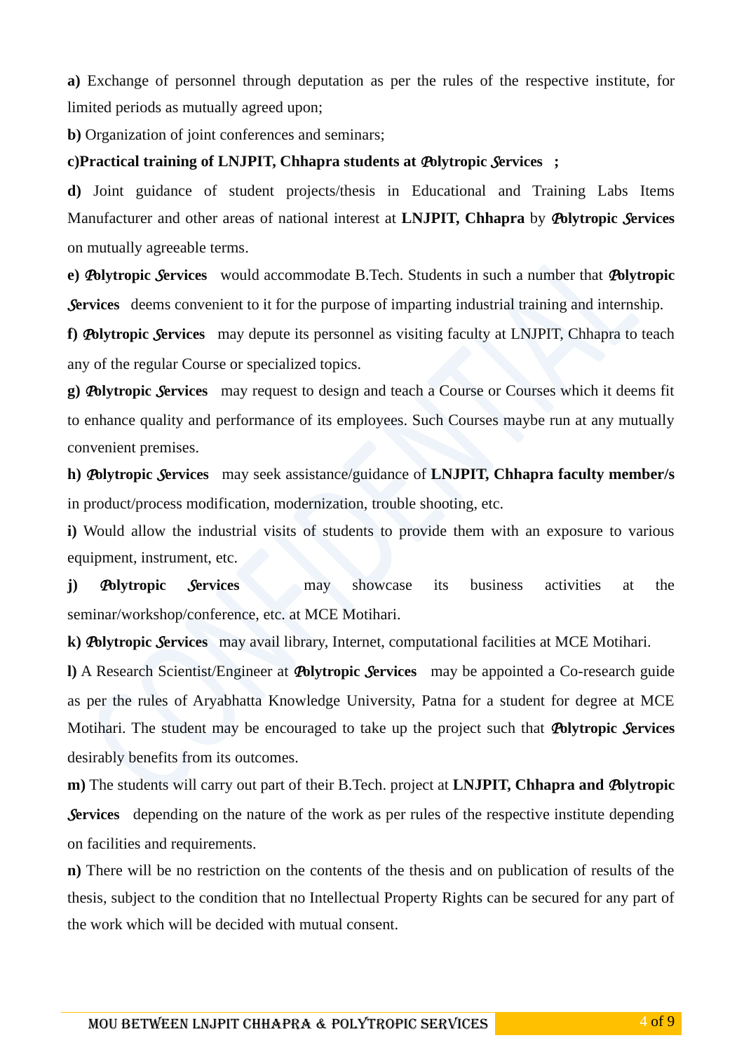**a)** Exchange of personnel through deputation as per the rules of the respective institute, for limited periods as mutually agreed upon;

**b)** Organization of joint conferences and seminars;

**c)Practical training of LNJPIT, Chhapra students at Polytropic Services ;**

**d)** Joint guidance of student projects/thesis in Educational and Training Labs Items Manufacturer and other areas of national interest at **LNJPIT, Chhapra** by **Polytropic Services** on mutually agreeable terms.

**e) Polytropic Services** would accommodate B.Tech. Students in such a number that **Polytropic Services** deems convenient to it for the purpose of imparting industrial training and internship.

**f) Polytropic Services** may depute its personnel as visiting faculty at LNJPIT, Chhapra to teach any of the regular Course or specialized topics.

**g) Polytropic Services** may request to design and teach a Course or Courses which it deems fit to enhance quality and performance of its employees. Such Courses maybe run at any mutually convenient premises.

**h) Polytropic Services** may seek assistance/guidance of **LNJPIT, Chhapra faculty member/s** in product/process modification, modernization, trouble shooting, etc.

**i)** Would allow the industrial visits of students to provide them with an exposure to various equipment, instrument, etc.

**j) Polytropic Services** may showcase its business activities at the seminar/workshop/conference, etc. at MCE Motihari.

**k) Polytropic Services** may avail library, Internet, computational facilities at MCE Motihari.

**l)** A Research Scientist/Engineer at **Polytropic Services** may be appointed a Co-research guide as per the rules of Aryabhatta Knowledge University, Patna for a student for degree at MCE Motihari. The student may be encouraged to take up the project such that **Polytropic Services** desirably benefits from its outcomes.

**m)** The students will carry out part of their B.Tech. project at **LNJPIT, Chhapra and Polytropic Services** depending on the nature of the work as per rules of the respective institute depending on facilities and requirements.

**n)** There will be no restriction on the contents of the thesis and on publication of results of the thesis, subject to the condition that no Intellectual Property Rights can be secured for any part of the work which will be decided with mutual consent.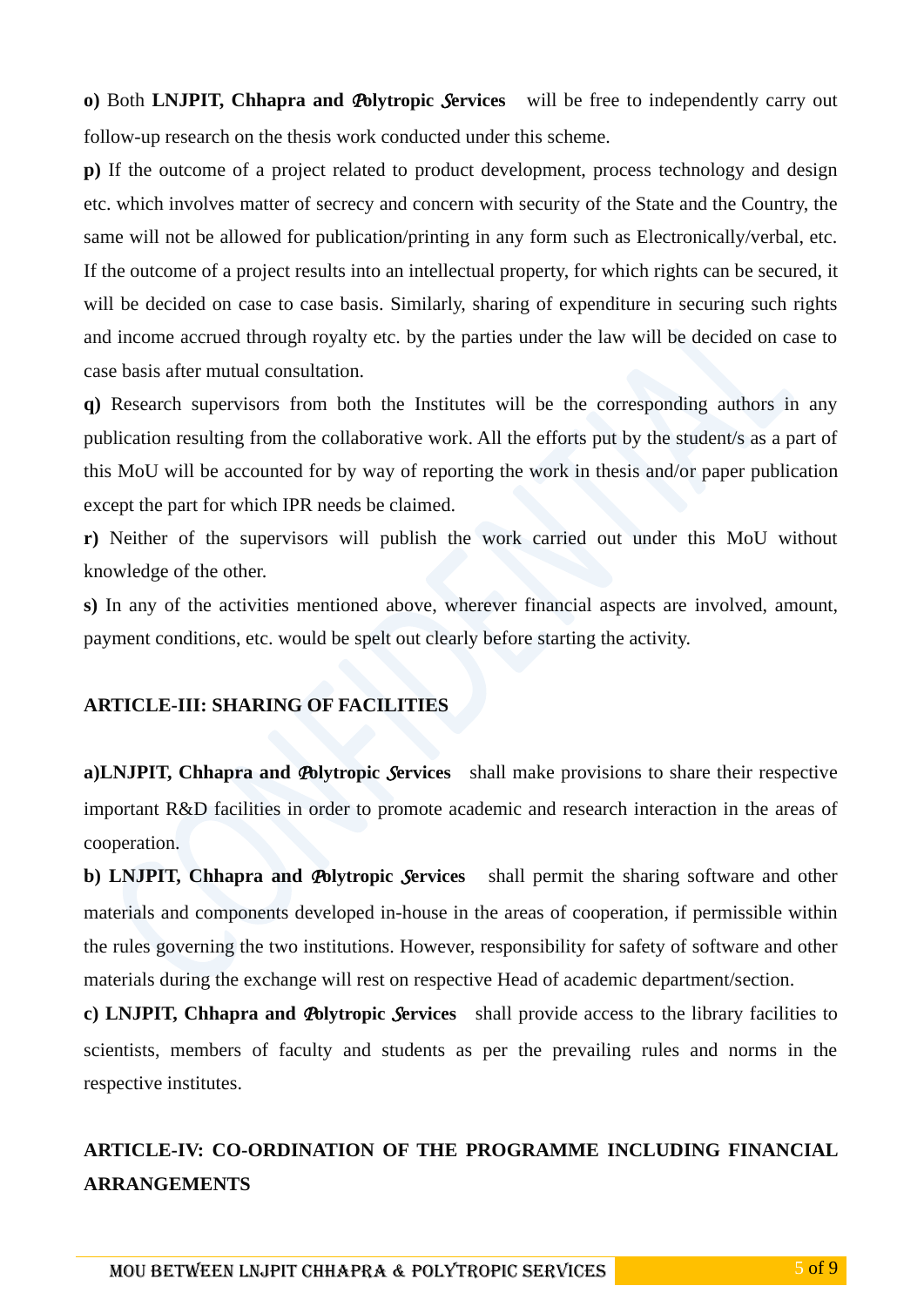**o)** Both **LNJPIT, Chhapra and Polytropic Services** will be free to independently carry out follow-up research on the thesis work conducted under this scheme.

**p)** If the outcome of a project related to product development, process technology and design etc. which involves matter of secrecy and concern with security of the State and the Country, the same will not be allowed for publication/printing in any form such as Electronically/verbal, etc. If the outcome of a project results into an intellectual property, for which rights can be secured, it will be decided on case to case basis. Similarly, sharing of expenditure in securing such rights and income accrued through royalty etc. by the parties under the law will be decided on case to case basis after mutual consultation.

**q)** Research supervisors from both the Institutes will be the corresponding authors in any publication resulting from the collaborative work. All the efforts put by the student/s as a part of this MoU will be accounted for by way of reporting the work in thesis and/or paper publication except the part for which IPR needs be claimed.

**r)** Neither of the supervisors will publish the work carried out under this MoU without knowledge of the other.

**s)** In any of the activities mentioned above, wherever financial aspects are involved, amount, payment conditions, etc. would be spelt out clearly before starting the activity.

## ARTICLE-III: SHARING OF FACILITIES

**a)LNJPIT, Chhapra and Polytropic Services** shall make provisions to share their respective important R&D facilities in order to promote academic and research interaction in the areas of cooperation.

**b) LNJPIT, Chhapra and Polytropic Services** shall permit the sharing software and other materials and components developed in-house in the areas of cooperation, if permissible within the rules governing the two institutions. However, responsibility for safety of software and other materials during the exchange will rest on respective Head of academic department/section.

**c) LNJPIT, Chhapra and Polytropic Services** shall provide access to the library facilities to scientists, members of faculty and students as per the prevailing rules and norms in the respective institutes.

## ARTICLE-IV: CO-ORDINATION OF THE PROGRAMME INCLUDING FINANCIAL ARRANGEMENTS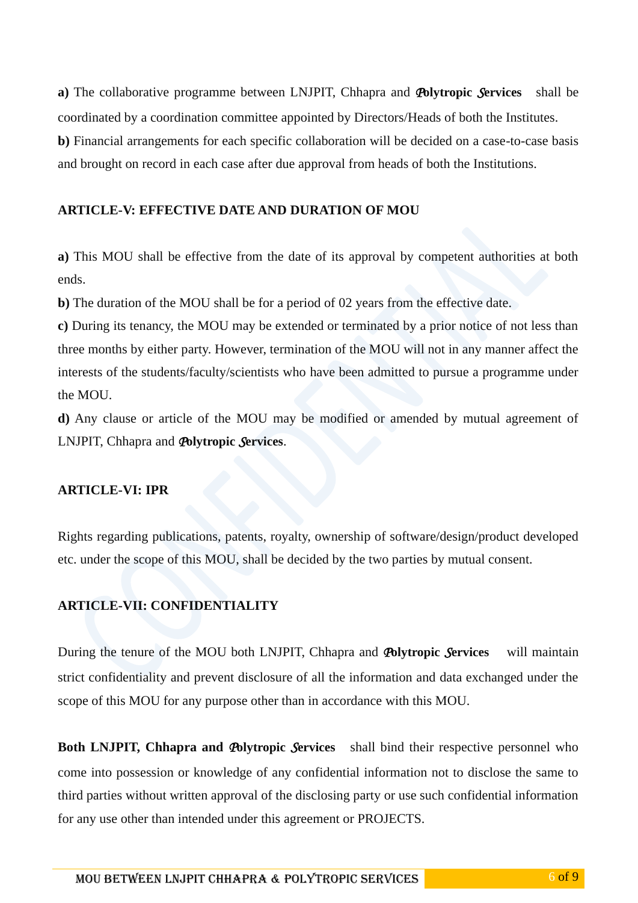**a)** The collaborative programme between LNJPIT, Chhapra and **Polytropic Services** shall be coordinated by a coordination committee appointed by Directors/Heads of both the Institutes.

**b)** Financial arrangements for each specific collaboration will be decided on a case-to-case basis and brought on record in each case after due approval from heads of both the Institutions.

**ARTICLE-V: EFFECTIVE DATE AND DURATION OF MOU**

**a)** This MOU shall be effective from the date of its approval by competent authorities at both ends.

**b)** The duration of the MOU shall be for a period of 02 years from the effective date.

**c)** During its tenancy, the MOU may be extended or terminated by a prior notice of not less than three months by either party. However, termination of the MOU will not in any manner affect the interests of the students/faculty/scientists who have been admitted to pursue a programme under the MOU.

**d)** Any clause or article of the MOU may be modified or amended by mutual agreement of LNJPIT, Chhapra and **Polytropic Services**.

**ARTICLE-VI: IPR**

Rights regarding publications, patents, royalty, ownership of software/design/product developed etc. under the scope of this MOU, shall be decided by the two parties by mutual consent.

**ARTICLE-VII: CONFIDENTIALITY**

During the tenure of the MOU both LNJPIT, Chhapra and **Polytropic Services** will maintain strict confidentiality and prevent disclosure of all the information and data exchanged under the scope of this MOU for any purpose other than in accordance with this MOU.

**Both LNJPIT, Chhapra and Polytropic Services** shall bind their respective personnel who come into possession or knowledge of any confidential information not to disclose the same to third parties without written approval of the disclosing party or use such confidential information for any use other than intended under this agreement or PROJECTS.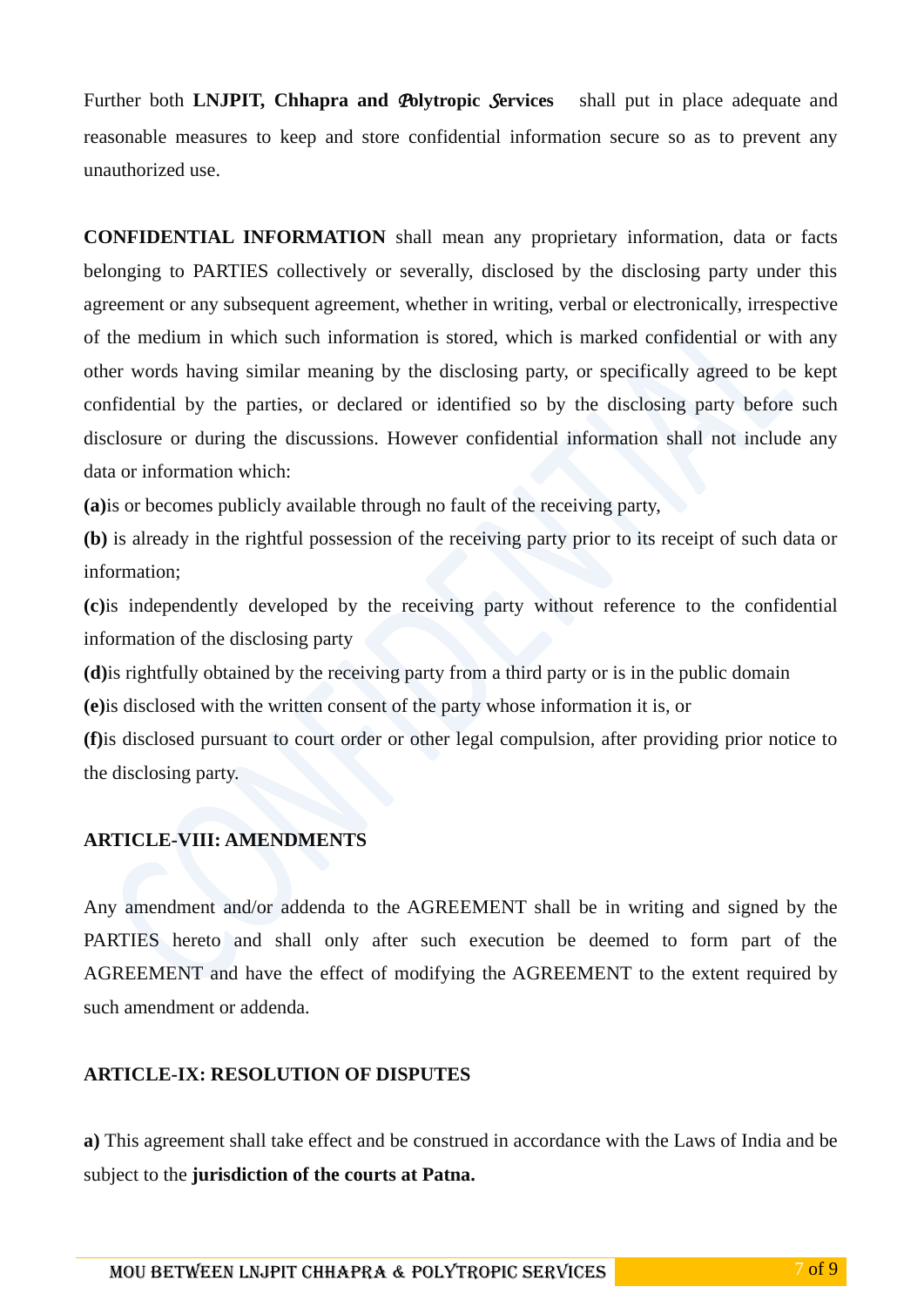Further both **LNJPIT, Chhapra and Polytropic Services** shall put in place adequate and reasonable measures to keep and store confidential information secure so as to prevent any unauthorized use.

**CONFIDENTIAL INFORMATION** shall mean any proprietary information, data or facts belonging to PARTIES collectively or severally, disclosed by the disclosing party under this agreement or any subsequent agreement, whether in writing, verbal or electronically, irrespective of the medium in which such information is stored, which is marked confidential or with any other words having similar meaning by the disclosing party, or specifically agreed to be kept confidential by the parties, or declared or identified so by the disclosing party before such disclosure or during the discussions. However confidential information shall not include any data or information which:

**(a)**is or becomes publicly available through no fault of the receiving party,

**(b)** is already in the rightful possession of the receiving party prior to its receipt of such data or information;

**(c)**is independently developed by the receiving party without reference to the confidential information of the disclosing party

**(d)**is rightfully obtained by the receiving party from a third party or is in the public domain

**(e)**is disclosed with the written consent of the party whose information it is, or

**(f)**is disclosed pursuant to court order or other legal compulsion, after providing prior notice to the disclosing party.

### ARTICLE-VIII: AMENDMENTS

Any amendment and/or addenda to the AGREEMENT shall be in writing and signed by the PARTIES hereto and shall only after such execution be deemed to form part of the AGREEMENT and have the effect of modifying the AGREEMENT to the extent required by such amendment or addenda.

### ARTICLE-IX: RESOLUTION OF DISPUTES

**a)** This agreement shall take effect and be construed in accordance with the Laws of India and be subject to the **jurisdiction of the courts at Patna.**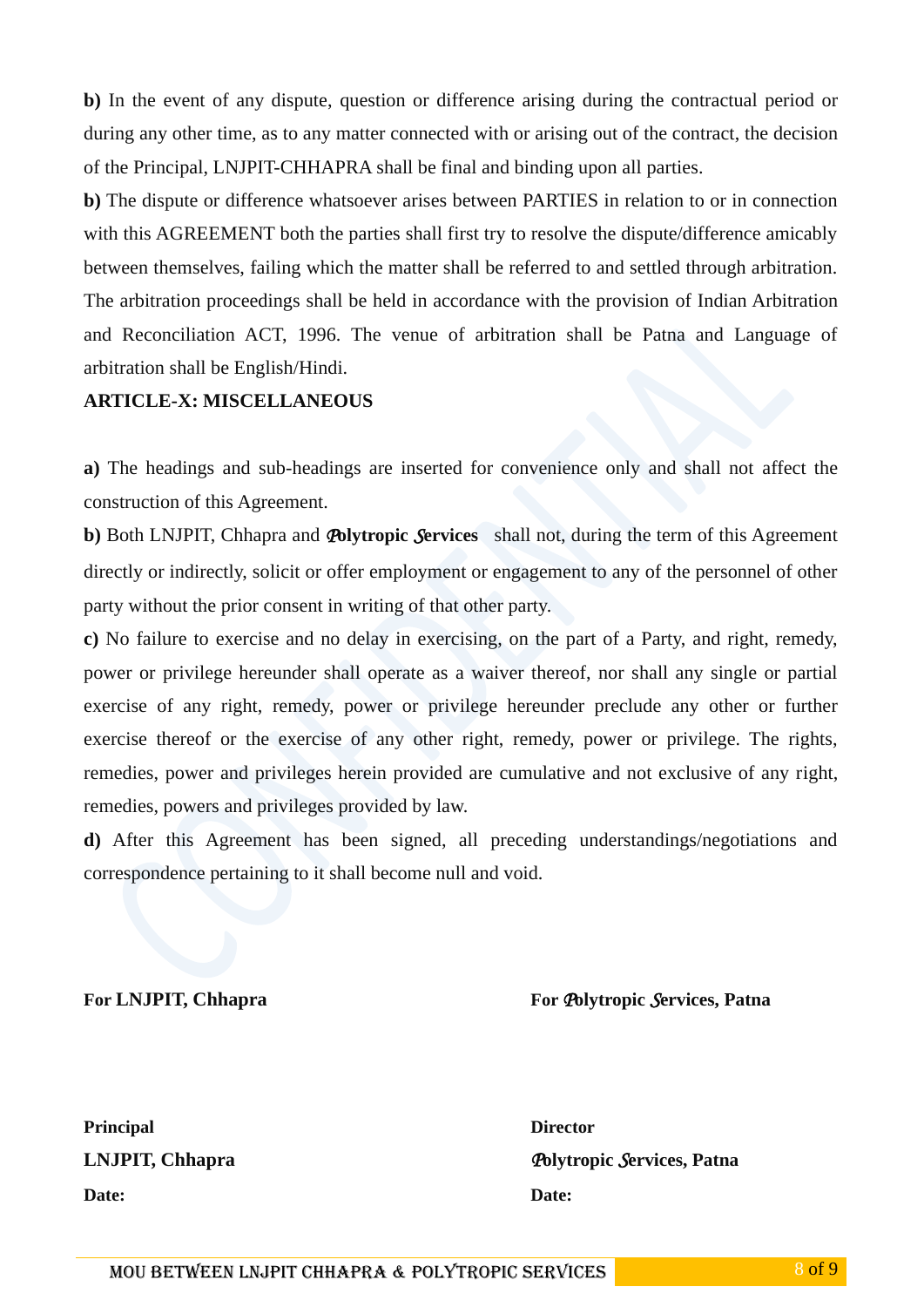**b)** In the event of any dispute, question or difference arising during the contractual period or during any other time, as to any matter connected with or arising out of the contract, the decision of the Principal, LNJPIT-CHHAPRA shall be final and binding upon all parties.

**b)** The dispute or difference whatsoever arises between PARTIES in relation to or in connection with this AGREEMENT both the parties shall first try to resolve the dispute/difference amicably between themselves, failing which the matter shall be referred to and settled through arbitration. The arbitration proceedings shall be held in accordance with the provision of Indian Arbitration and Reconciliation ACT, 1996. The venue of arbitration shall be Patna and Language of arbitration shall be English/Hindi.

**ARTICLE-X: MISCELLANEOUS**

**a)** The headings and sub-headings are inserted for convenience only and shall not affect the construction of this Agreement.

**b)** Both LNJPIT, Chhapra and **Polytropic Services** shall not, during the term of this Agreement directly or indirectly, solicit or offer employment or engagement to any of the personnel of other party without the prior consent in writing of that other party.

**c)** No failure to exercise and no delay in exercising, on the part of a Party, and right, remedy, power or privilege hereunder shall operate as a waiver thereof, nor shall any single or partial exercise of any right, remedy, power or privilege hereunder preclude any other or further exercise thereof or the exercise of any other right, remedy, power or privilege. The rights, remedies, power and privileges herein provided are cumulative and not exclusive of any right, remedies, powers and privileges provided by law.

**d)** After this Agreement has been signed, all preceding understandings/negotiations and correspondence pertaining to it shall become null and void.

**For LNJPIT, Chhapra**

**Principal**
**LNJPIT, Chhapra**
**Date:**

**For Polytropic Services, Patna**

**Director**
**Polytropic Services, Patna**
**Date:**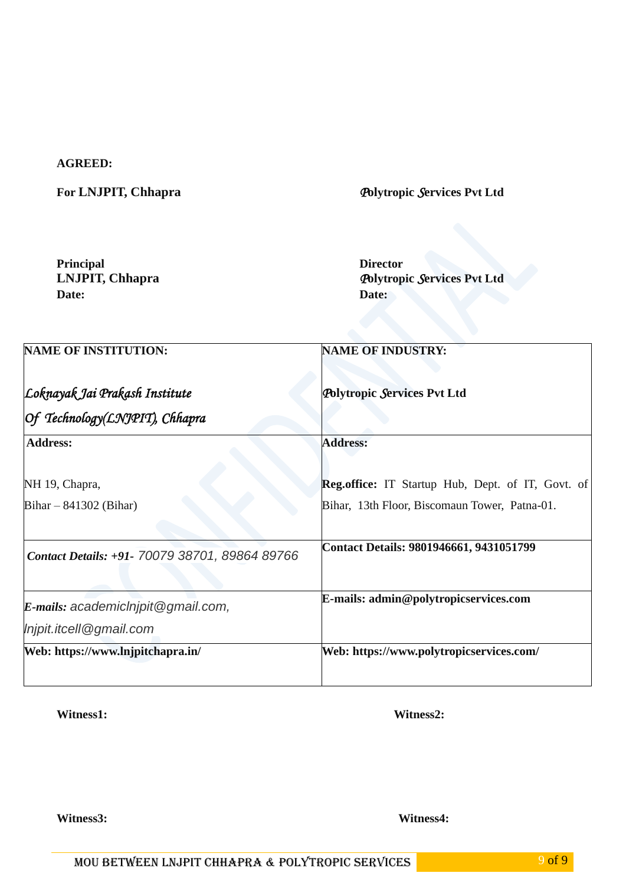**AGREED:**

**For LNJPIT, Chhapra** | **Polytropic Services Pvt Ltd**

**Principal**
**LNJPIT, Chhapra**
**Date:**

**Director**
**Polytropic Services Pvt Ltd**
**Date:**

| **NAME OF INSTITUTION:** *Loknayak Jai Prakash Institute Of Technology(LNJPIT), Chhapra* | **NAME OF INDUSTRY:** **Polytropic Services Pvt Ltd** |
|---|---|
| **Address:** NH 19, Chapra, Bihar – 841302 (Bihar) | **Address:** **Reg.office:** IT Startup Hub, Dept. of IT, Govt. of Bihar, 13th Floor, Biscomaun Tower, Patna-01. |
| ***Contact Details: +91-*** *70079 38701, 89864 89766* | **Contact Details: 9801946661, 9431051799** |
| ***E-mails:*** *academiclnjpit@gmail.com, lnjpit.itcell@gmail.com* | **E-mails: admin@polytropicservices.com** |
| **Web: https://www.lnjpitchapra.in/** | **Web: https://www.polytropicservices.com/** |

**Witness1:**

**Witness2:**

**Witness3:**

**Witness4:**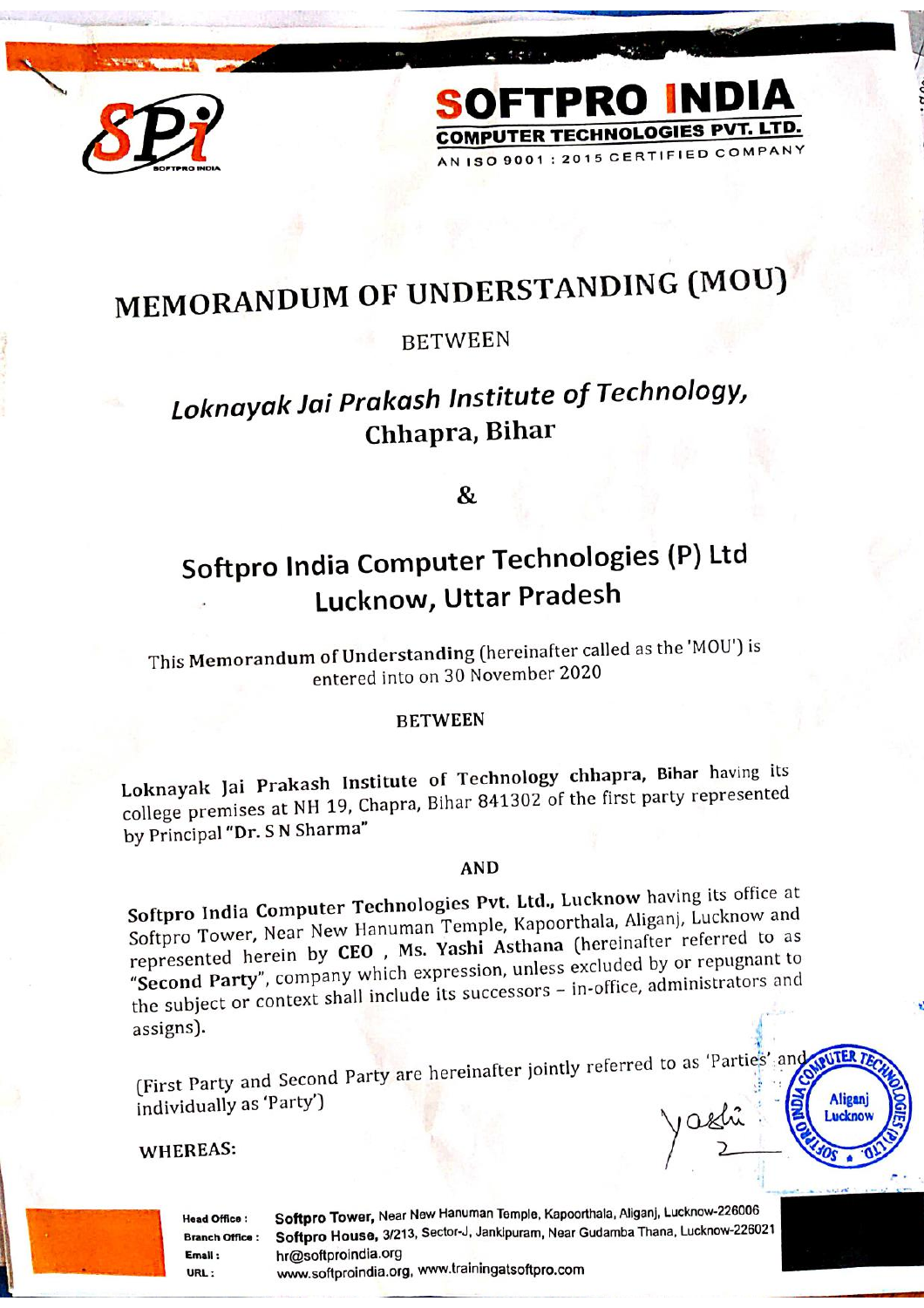**SOFTPRO INDIA**
**COMPUTER TECHNOLOGIES PVT. LTD.**
AN ISO 9001 : 2015 CERTIFIED COMPANY

# MEMORANDUM OF UNDERSTANDING (MOU)

BETWEEN

## *Loknayak Jai Prakash Institute of Technology,* Chhapra, Bihar

&

## Softpro India Computer Technologies (P) Ltd Lucknow, Uttar Pradesh

This **Memorandum of Understanding** (hereinafter called as the 'MOU') is entered into on 30 November 2020

**BETWEEN**

**Loknayak Jai Prakash Institute of Technology chhapra, Bihar** having its college premises at NH 19, Chapra, Bihar 841302 of the first party represented by Principal **"Dr. S N Sharma"**

**AND**

**Softpro India Computer Technologies Pvt. Ltd., Lucknow** having its office at Softpro Tower, Near New Hanuman Temple, Kapoorthala, Aliganj, Lucknow and represented herein by **CEO , Ms. Yashi Asthana** (hereinafter referred to as **"Second Party"**, company which expression, unless excluded by or repugnant to the subject or context shall include its successors – in-office, administrators and assigns).

(First Party and Second Party are hereinafter jointly referred to as 'Parties' and individually as 'Party')

WHEREAS:

Head Office : **Softpro Tower,** Near New Hanuman Temple, Kapoorthala, Aliganj, Lucknow-226006
Branch Office : **Softpro House,** 3/213, Sector-J, Jankipuram, Near Gudamba Thana, Lucknow-226021
Email : hr@softproindia.org
URL : www.softproindia.org, www.trainingatsoftpro.com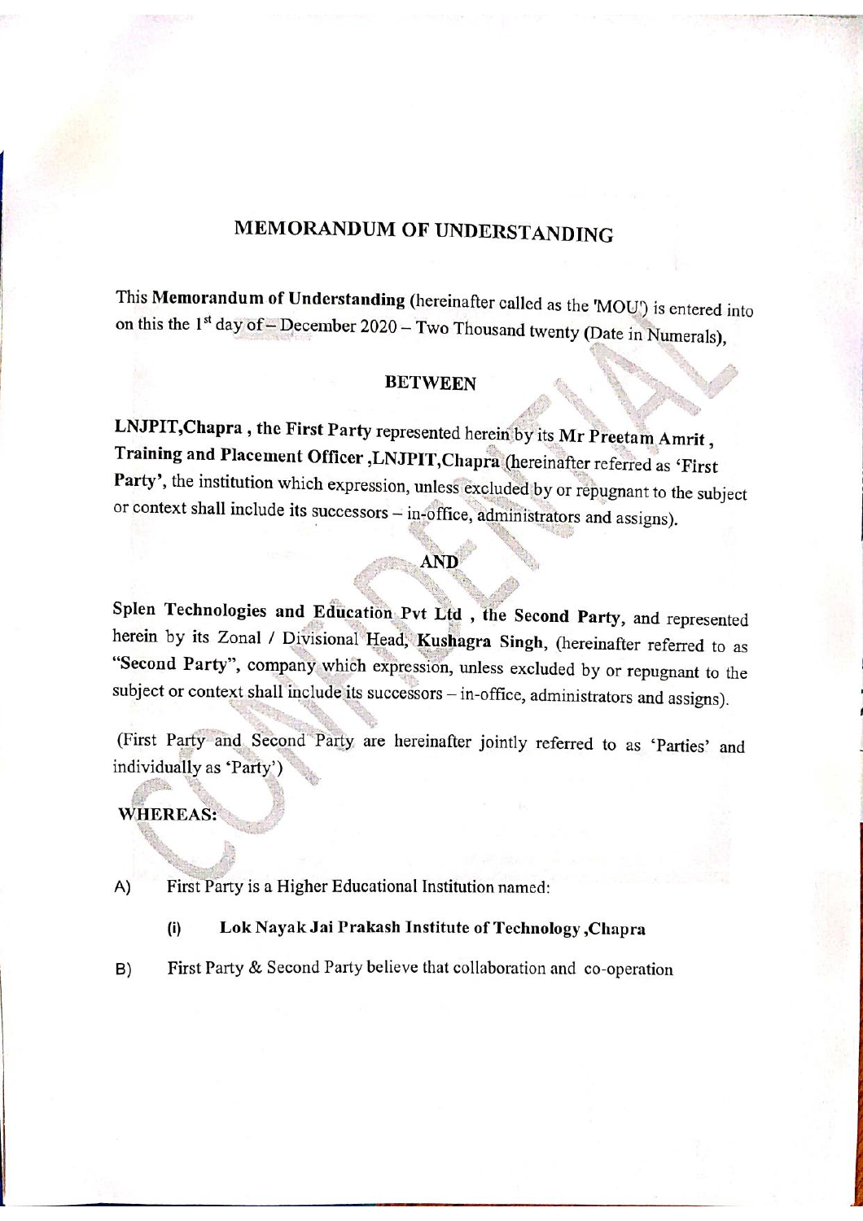# MEMORANDUM OF UNDERSTANDING

This **Memorandum of Understanding** (hereinafter called as the 'MOU') is entered into on this the 1st day of – December 2020 – Two Thousand twenty (Date in Numerals),

**BETWEEN**

**LNJPIT,Chapra , the First Party** represented herein by its **Mr Preetam Amrit , Training and Placement Officer ,LNJPIT,Chapra** (hereinafter referred as '**First Party'**, the institution which expression, unless excluded by or repugnant to the subject or context shall include its successors – in-office, administrators and assigns).

**AND**

**Splen Technologies and Education Pvt Ltd , the Second Party**, and represented herein by its Zonal / Divisional Head, **Kushagra Singh**, (hereinafter referred to as "**Second Party**", company which expression, unless excluded by or repugnant to the subject or context shall include its successors – in-office, administrators and assigns).

(First Party and Second Party are hereinafter jointly referred to as 'Parties' and individually as 'Party')

**WHEREAS:**

A) First Party is a Higher Educational Institution named:

   **(i) Lok Nayak Jai Prakash Institute of Technology ,Chapra**

B) First Party & Second Party believe that collaboration and co-operation